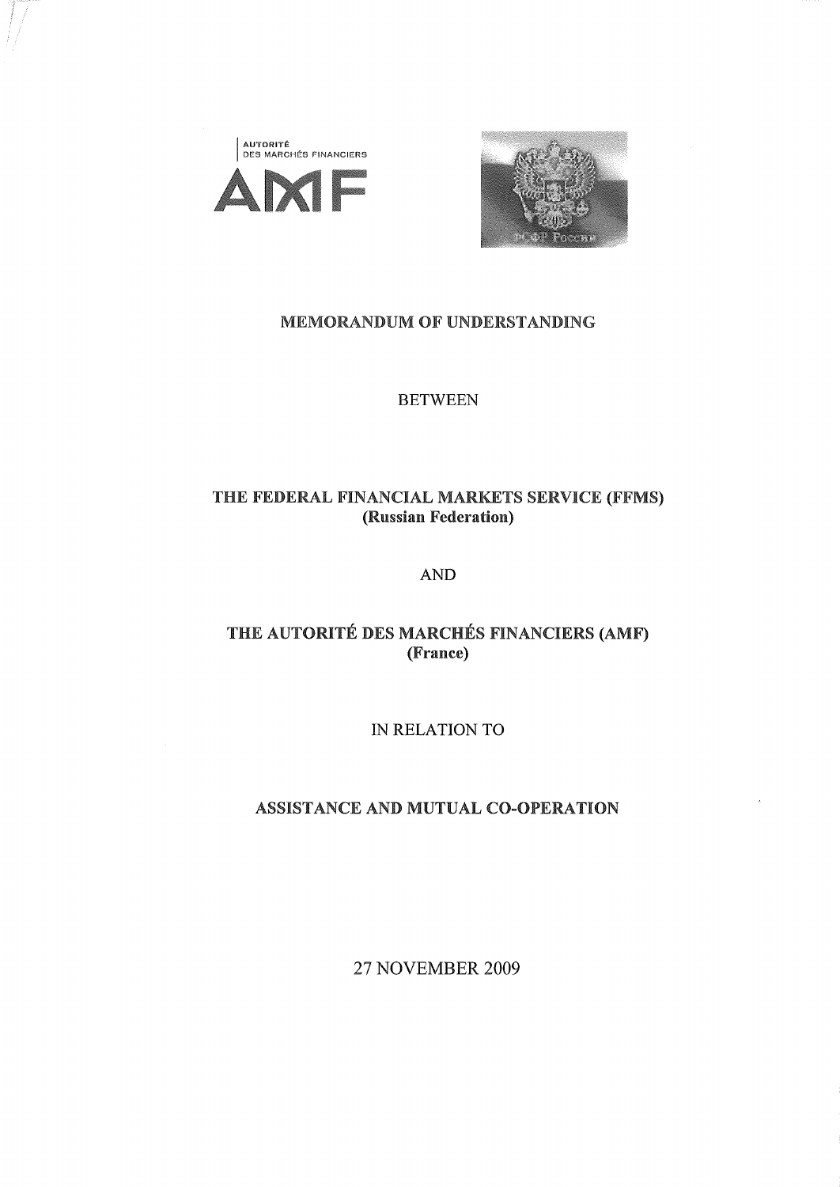AUTORITÉ DES MARCHÉS FINANCIERS

AMF

# MEMORANDUM OF UNDERSTANDING

BETWEEN

## THE FEDERAL FINANCIAL MARKETS SERVICE (FFMS)
**(Russian Federation)**

AND

## THE AUTORITÉ DES MARCHÉS FINANCIERS (AMF)
**(France)**

IN RELATION TO

## ASSISTANCE AND MUTUAL CO-OPERATION

27 NOVEMBER 2009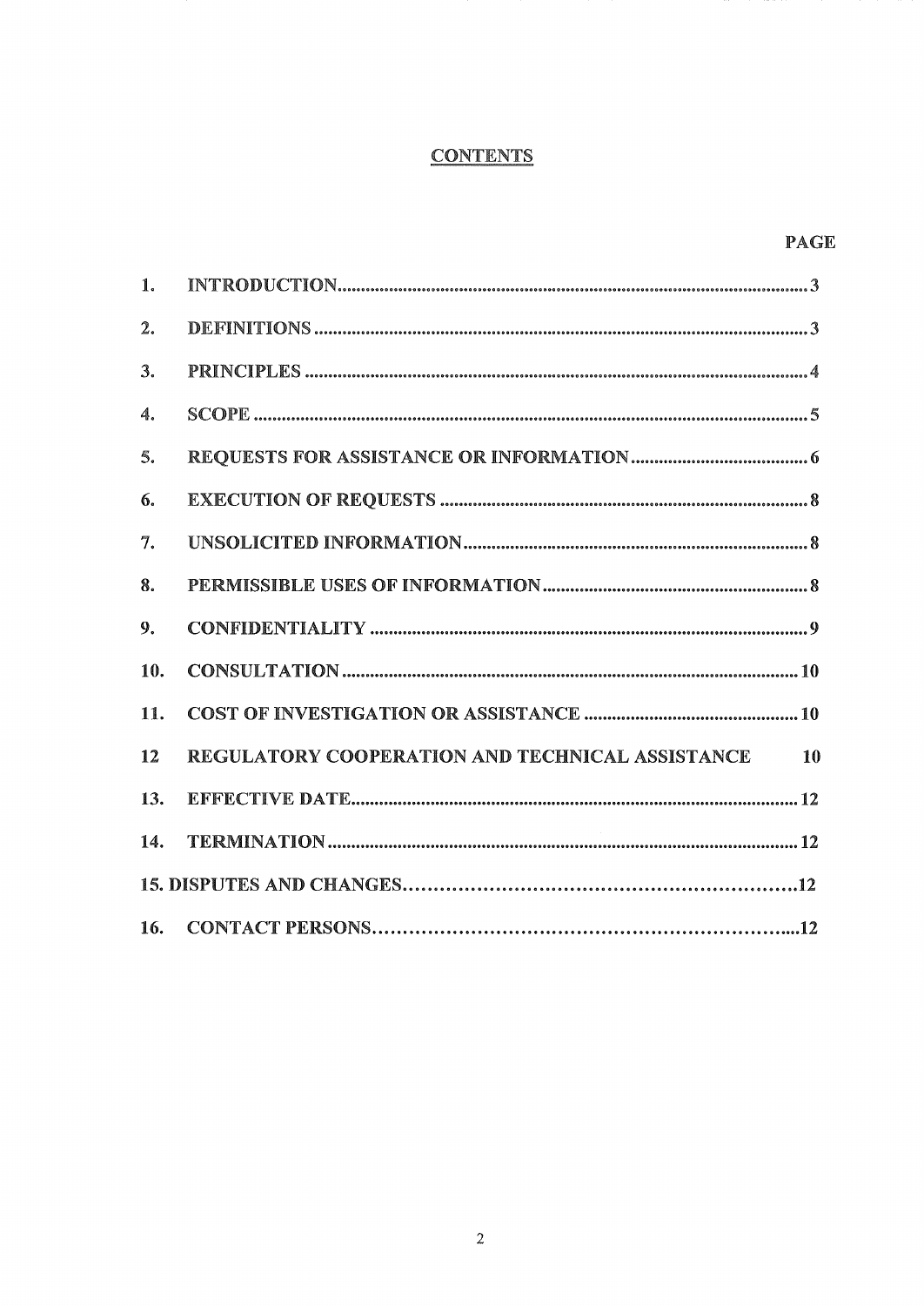# CONTENTS

| | | PAGE |
|---|---|---|
| 1. | INTRODUCTION | 3 |
| 2. | DEFINITIONS | 3 |
| 3. | PRINCIPLES | 4 |
| 4. | SCOPE | 5 |
| 5. | REQUESTS FOR ASSISTANCE OR INFORMATION | 6 |
| 6. | EXECUTION OF REQUESTS | 8 |
| 7. | UNSOLICITED INFORMATION | 8 |
| 8. | PERMISSIBLE USES OF INFORMATION | 8 |
| 9. | CONFIDENTIALITY | 9 |
| 10. | CONSULTATION | 10 |
| 11. | COST OF INVESTIGATION OR ASSISTANCE | 10 |
| 12 | REGULATORY COOPERATION AND TECHNICAL ASSISTANCE | 10 |
| 13. | EFFECTIVE DATE | 12 |
| 14. | TERMINATION | 12 |
| 15. | DISPUTES AND CHANGES | 12 |
| 16. | CONTACT PERSONS | 12 |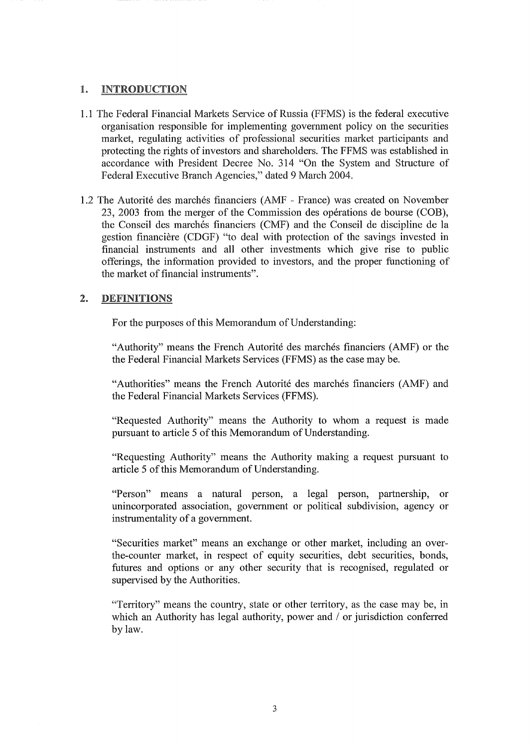## 1. INTRODUCTION

1.1 The Federal Financial Markets Service of Russia (FFMS) is the federal executive organisation responsible for implementing government policy on the securities market, regulating activities of professional securities market participants and protecting the rights of investors and shareholders. The FFMS was established in accordance with President Decree No. 314 "On the System and Structure of Federal Executive Branch Agencies," dated 9 March 2004.

1.2 The Autorité des marchés financiers (AMF - France) was created on November 23, 2003 from the merger of the Commission des opérations de bourse (COB), the Conseil des marchés financiers (CMF) and the Conseil de discipline de la gestion financière (CDGF) "to deal with protection of the savings invested in financial instruments and all other investments which give rise to public offerings, the information provided to investors, and the proper functioning of the market of financial instruments".

## 2. DEFINITIONS

For the purposes of this Memorandum of Understanding:

"Authority" means the French Autorité des marchés financiers (AMF) or the the Federal Financial Markets Services (FFMS) as the case may be.

"Authorities" means the French Autorité des marchés financiers (AMF) and the Federal Financial Markets Services (FFMS).

"Requested Authority" means the Authority to whom a request is made pursuant to article 5 of this Memorandum of Understanding.

"Requesting Authority" means the Authority making a request pursuant to article 5 of this Memorandum of Understanding.

"Person" means a natural person, a legal person, partnership, or unincorporated association, government or political subdivision, agency or instrumentality of a government.

"Securities market" means an exchange or other market, including an over-the-counter market, in respect of equity securities, debt securities, bonds, futures and options or any other security that is recognised, regulated or supervised by the Authorities.

"Territory" means the country, state or other territory, as the case may be, in which an Authority has legal authority, power and / or jurisdiction conferred by law.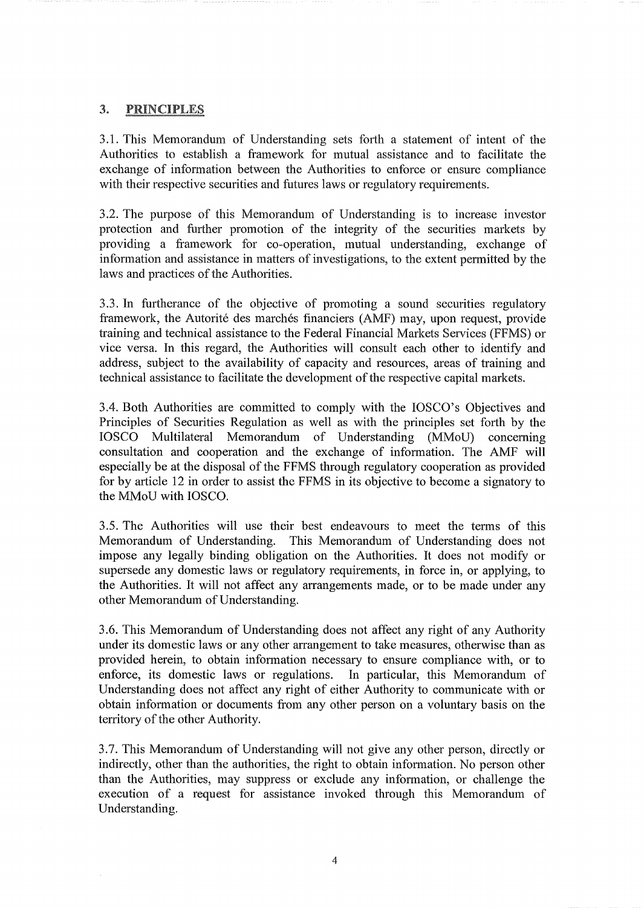## 3. PRINCIPLES

3.1. This Memorandum of Understanding sets forth a statement of intent of the Authorities to establish a framework for mutual assistance and to facilitate the exchange of information between the Authorities to enforce or ensure compliance with their respective securities and futures laws or regulatory requirements.

3.2. The purpose of this Memorandum of Understanding is to increase investor protection and further promotion of the integrity of the securities markets by providing a framework for co-operation, mutual understanding, exchange of information and assistance in matters of investigations, to the extent permitted by the laws and practices of the Authorities.

3.3. In furtherance of the objective of promoting a sound securities regulatory framework, the Autorité des marchés financiers (AMF) may, upon request, provide training and technical assistance to the Federal Financial Markets Services (FFMS) or vice versa. In this regard, the Authorities will consult each other to identify and address, subject to the availability of capacity and resources, areas of training and technical assistance to facilitate the development of the respective capital markets.

3.4. Both Authorities are committed to comply with the IOSCO's Objectives and Principles of Securities Regulation as well as with the principles set forth by the IOSCO Multilateral Memorandum of Understanding (MMoU) concerning consultation and cooperation and the exchange of information. The AMF will especially be at the disposal of the FFMS through regulatory cooperation as provided for by article 12 in order to assist the FFMS in its objective to become a signatory to the MMoU with IOSCO.

3.5. The Authorities will use their best endeavours to meet the terms of this Memorandum of Understanding. This Memorandum of Understanding does not impose any legally binding obligation on the Authorities. It does not modify or supersede any domestic laws or regulatory requirements, in force in, or applying, to the Authorities. It will not affect any arrangements made, or to be made under any other Memorandum of Understanding.

3.6. This Memorandum of Understanding does not affect any right of any Authority under its domestic laws or any other arrangement to take measures, otherwise than as provided herein, to obtain information necessary to ensure compliance with, or to enforce, its domestic laws or regulations. In particular, this Memorandum of Understanding does not affect any right of either Authority to communicate with or obtain information or documents from any other person on a voluntary basis on the territory of the other Authority.

3.7. This Memorandum of Understanding will not give any other person, directly or indirectly, other than the authorities, the right to obtain information. No person other than the Authorities, may suppress or exclude any information, or challenge the execution of a request for assistance invoked through this Memorandum of Understanding.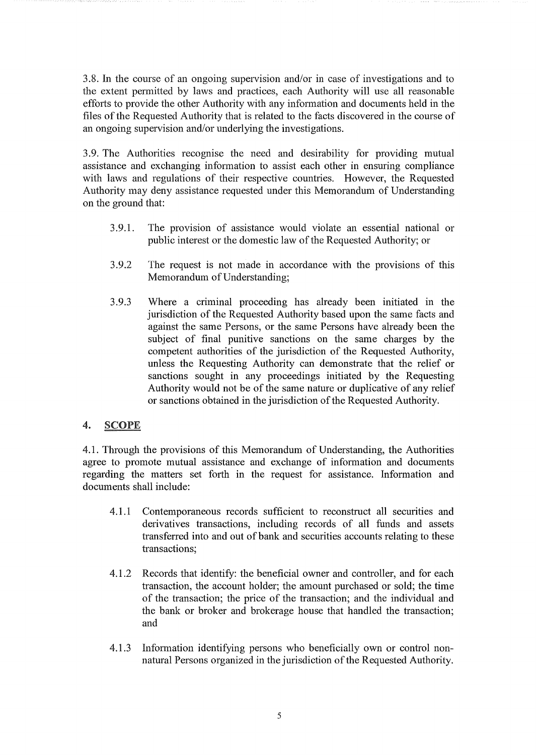3.8. In the course of an ongoing supervision and/or in case of investigations and to the extent permitted by laws and practices, each Authority will use all reasonable efforts to provide the other Authority with any information and documents held in the files of the Requested Authority that is related to the facts discovered in the course of an ongoing supervision and/or underlying the investigations.

3.9. The Authorities recognise the need and desirability for providing mutual assistance and exchanging information to assist each other in ensuring compliance with laws and regulations of their respective countries. However, the Requested Authority may deny assistance requested under this Memorandum of Understanding on the ground that:

3.9.1. The provision of assistance would violate an essential national or public interest or the domestic law of the Requested Authority; or

3.9.2 The request is not made in accordance with the provisions of this Memorandum of Understanding;

3.9.3 Where a criminal proceeding has already been initiated in the jurisdiction of the Requested Authority based upon the same facts and against the same Persons, or the same Persons have already been the subject of final punitive sanctions on the same charges by the competent authorities of the jurisdiction of the Requested Authority, unless the Requesting Authority can demonstrate that the relief or sanctions sought in any proceedings initiated by the Requesting Authority would not be of the same nature or duplicative of any relief or sanctions obtained in the jurisdiction of the Requested Authority.

## 4. SCOPE

4.1. Through the provisions of this Memorandum of Understanding, the Authorities agree to promote mutual assistance and exchange of information and documents regarding the matters set forth in the request for assistance. Information and documents shall include:

4.1.1 Contemporaneous records sufficient to reconstruct all securities and derivatives transactions, including records of all funds and assets transferred into and out of bank and securities accounts relating to these transactions;

4.1.2 Records that identify: the beneficial owner and controller, and for each transaction, the account holder; the amount purchased or sold; the time of the transaction; the price of the transaction; and the individual and the bank or broker and brokerage house that handled the transaction; and

4.1.3 Information identifying persons who beneficially own or control non-natural Persons organized in the jurisdiction of the Requested Authority.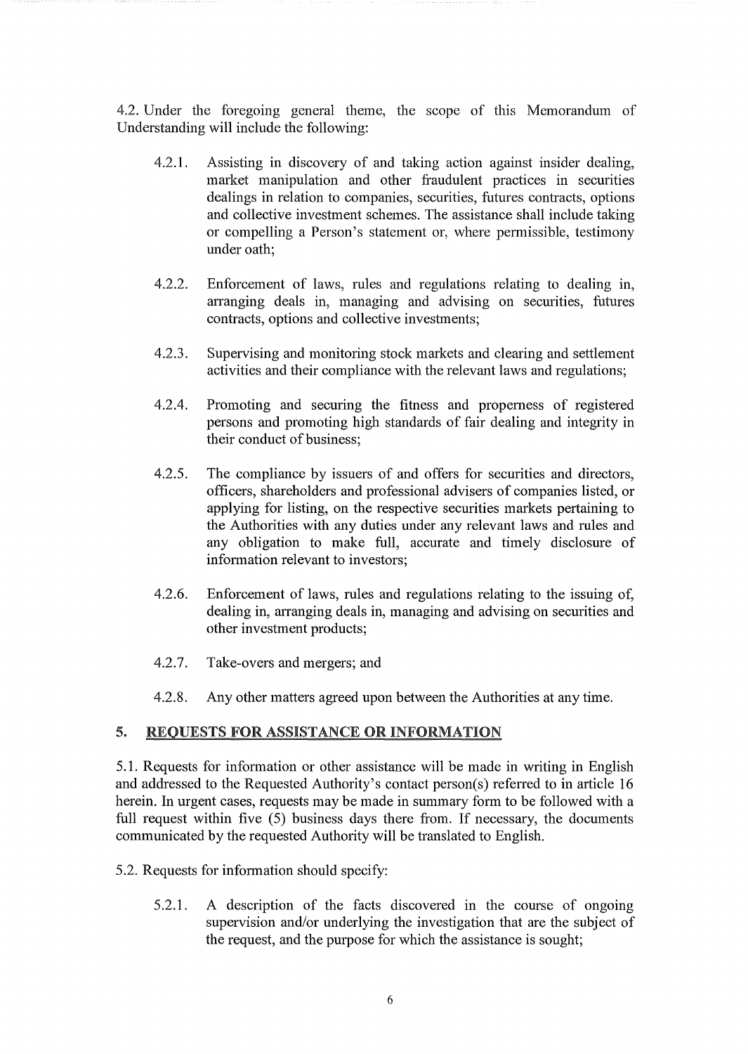4.2. Under the foregoing general theme, the scope of this Memorandum of Understanding will include the following:

4.2.1. Assisting in discovery of and taking action against insider dealing, market manipulation and other fraudulent practices in securities dealings in relation to companies, securities, futures contracts, options and collective investment schemes. The assistance shall include taking or compelling a Person's statement or, where permissible, testimony under oath;

4.2.2. Enforcement of laws, rules and regulations relating to dealing in, arranging deals in, managing and advising on securities, futures contracts, options and collective investments;

4.2.3. Supervising and monitoring stock markets and clearing and settlement activities and their compliance with the relevant laws and regulations;

4.2.4. Promoting and securing the fitness and properness of registered persons and promoting high standards of fair dealing and integrity in their conduct of business;

4.2.5. The compliance by issuers of and offers for securities and directors, officers, shareholders and professional advisers of companies listed, or applying for listing, on the respective securities markets pertaining to the Authorities with any duties under any relevant laws and rules and any obligation to make full, accurate and timely disclosure of information relevant to investors;

4.2.6. Enforcement of laws, rules and regulations relating to the issuing of, dealing in, arranging deals in, managing and advising on securities and other investment products;

4.2.7. Take-overs and mergers; and

4.2.8. Any other matters agreed upon between the Authorities at any time.

## 5. <u>REQUESTS FOR ASSISTANCE OR INFORMATION</u>

5.1. Requests for information or other assistance will be made in writing in English and addressed to the Requested Authority's contact person(s) referred to in article 16 herein. In urgent cases, requests may be made in summary form to be followed with a full request within five (5) business days there from. If necessary, the documents communicated by the requested Authority will be translated to English.

5.2. Requests for information should specify:

5.2.1. A description of the facts discovered in the course of ongoing supervision and/or underlying the investigation that are the subject of the request, and the purpose for which the assistance is sought;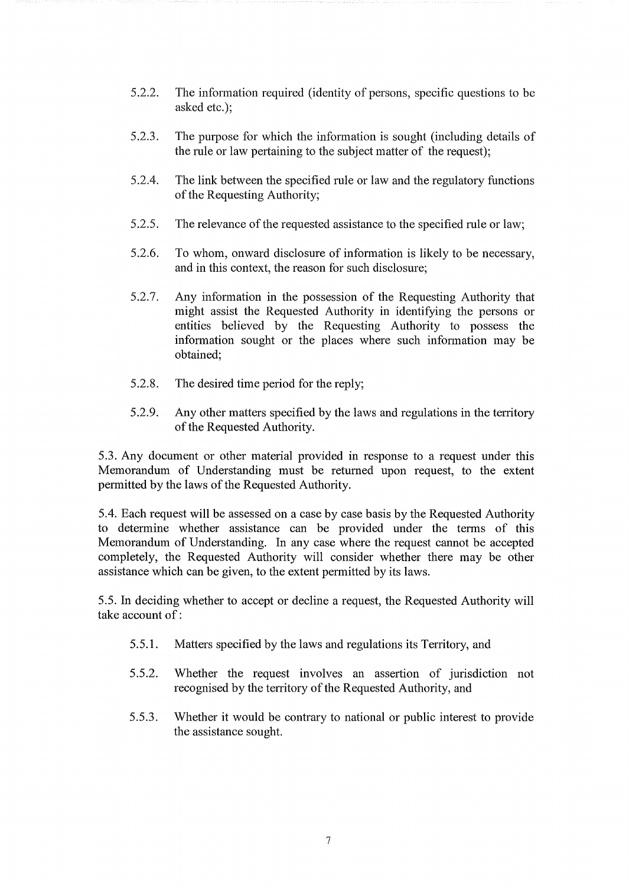5.2.2. The information required (identity of persons, specific questions to be asked etc.);

5.2.3. The purpose for which the information is sought (including details of the rule or law pertaining to the subject matter of the request);

5.2.4. The link between the specified rule or law and the regulatory functions of the Requesting Authority;

5.2.5. The relevance of the requested assistance to the specified rule or law;

5.2.6. To whom, onward disclosure of information is likely to be necessary, and in this context, the reason for such disclosure;

5.2.7. Any information in the possession of the Requesting Authority that might assist the Requested Authority in identifying the persons or entities believed by the Requesting Authority to possess the information sought or the places where such information may be obtained;

5.2.8. The desired time period for the reply;

5.2.9. Any other matters specified by the laws and regulations in the territory of the Requested Authority.

5.3. Any document or other material provided in response to a request under this Memorandum of Understanding must be returned upon request, to the extent permitted by the laws of the Requested Authority.

5.4. Each request will be assessed on a case by case basis by the Requested Authority to determine whether assistance can be provided under the terms of this Memorandum of Understanding. In any case where the request cannot be accepted completely, the Requested Authority will consider whether there may be other assistance which can be given, to the extent permitted by its laws.

5.5. In deciding whether to accept or decline a request, the Requested Authority will take account of :

5.5.1. Matters specified by the laws and regulations its Territory, and

5.5.2. Whether the request involves an assertion of jurisdiction not recognised by the territory of the Requested Authority, and

5.5.3. Whether it would be contrary to national or public interest to provide the assistance sought.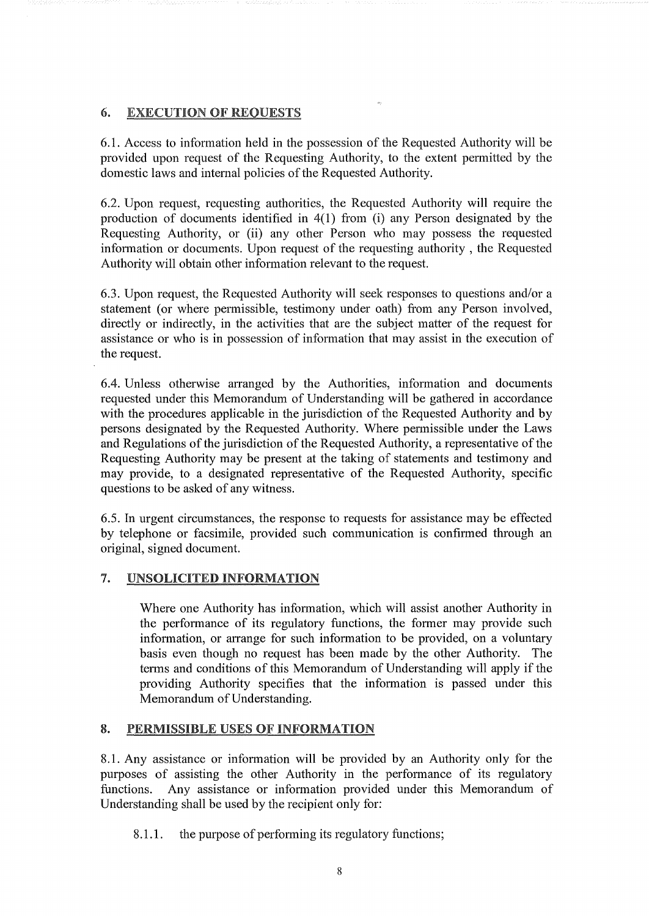## 6. EXECUTION OF REQUESTS

6.1. Access to information held in the possession of the Requested Authority will be provided upon request of the Requesting Authority, to the extent permitted by the domestic laws and internal policies of the Requested Authority.

6.2. Upon request, requesting authorities, the Requested Authority will require the production of documents identified in 4(1) from (i) any Person designated by the Requesting Authority, or (ii) any other Person who may possess the requested information or documents. Upon request of the requesting authority , the Requested Authority will obtain other information relevant to the request.

6.3. Upon request, the Requested Authority will seek responses to questions and/or a statement (or where permissible, testimony under oath) from any Person involved, directly or indirectly, in the activities that are the subject matter of the request for assistance or who is in possession of information that may assist in the execution of the request.

6.4. Unless otherwise arranged by the Authorities, information and documents requested under this Memorandum of Understanding will be gathered in accordance with the procedures applicable in the jurisdiction of the Requested Authority and by persons designated by the Requested Authority. Where permissible under the Laws and Regulations of the jurisdiction of the Requested Authority, a representative of the Requesting Authority may be present at the taking of statements and testimony and may provide, to a designated representative of the Requested Authority, specific questions to be asked of any witness.

6.5. In urgent circumstances, the response to requests for assistance may be effected by telephone or facsimile, provided such communication is confirmed through an original, signed document.

## 7. UNSOLICITED INFORMATION

Where one Authority has information, which will assist another Authority in the performance of its regulatory functions, the former may provide such information, or arrange for such information to be provided, on a voluntary basis even though no request has been made by the other Authority. The terms and conditions of this Memorandum of Understanding will apply if the providing Authority specifies that the information is passed under this Memorandum of Understanding.

## 8. PERMISSIBLE USES OF INFORMATION

8.1. Any assistance or information will be provided by an Authority only for the purposes of assisting the other Authority in the performance of its regulatory functions. Any assistance or information provided under this Memorandum of Understanding shall be used by the recipient only for:

8.1.1. the purpose of performing its regulatory functions;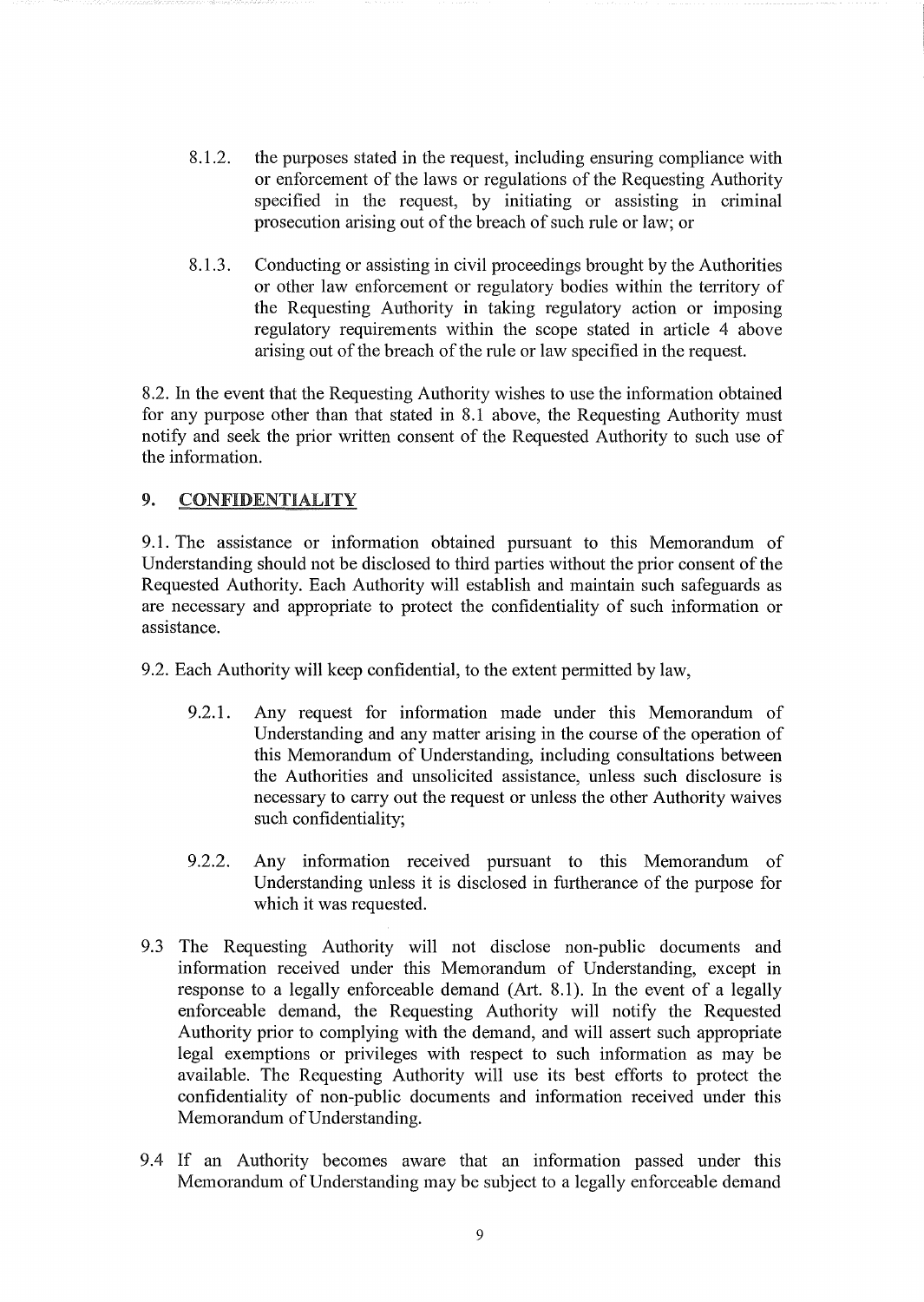8.1.2. the purposes stated in the request, including ensuring compliance with or enforcement of the laws or regulations of the Requesting Authority specified in the request, by initiating or assisting in criminal prosecution arising out of the breach of such rule or law; or

8.1.3. Conducting or assisting in civil proceedings brought by the Authorities or other law enforcement or regulatory bodies within the territory of the Requesting Authority in taking regulatory action or imposing regulatory requirements within the scope stated in article 4 above arising out of the breach of the rule or law specified in the request.

8.2. In the event that the Requesting Authority wishes to use the information obtained for any purpose other than that stated in 8.1 above, the Requesting Authority must notify and seek the prior written consent of the Requested Authority to such use of the information.

## 9. CONFIDENTIALITY

9.1. The assistance or information obtained pursuant to this Memorandum of Understanding should not be disclosed to third parties without the prior consent of the Requested Authority. Each Authority will establish and maintain such safeguards as are necessary and appropriate to protect the confidentiality of such information or assistance.

9.2. Each Authority will keep confidential, to the extent permitted by law,

9.2.1. Any request for information made under this Memorandum of Understanding and any matter arising in the course of the operation of this Memorandum of Understanding, including consultations between the Authorities and unsolicited assistance, unless such disclosure is necessary to carry out the request or unless the other Authority waives such confidentiality;

9.2.2. Any information received pursuant to this Memorandum of Understanding unless it is disclosed in furtherance of the purpose for which it was requested.

9.3 The Requesting Authority will not disclose non-public documents and information received under this Memorandum of Understanding, except in response to a legally enforceable demand (Art. 8.1). In the event of a legally enforceable demand, the Requesting Authority will notify the Requested Authority prior to complying with the demand, and will assert such appropriate legal exemptions or privileges with respect to such information as may be available. The Requesting Authority will use its best efforts to protect the confidentiality of non-public documents and information received under this Memorandum of Understanding.

9.4 If an Authority becomes aware that an information passed under this Memorandum of Understanding may be subject to a legally enforceable demand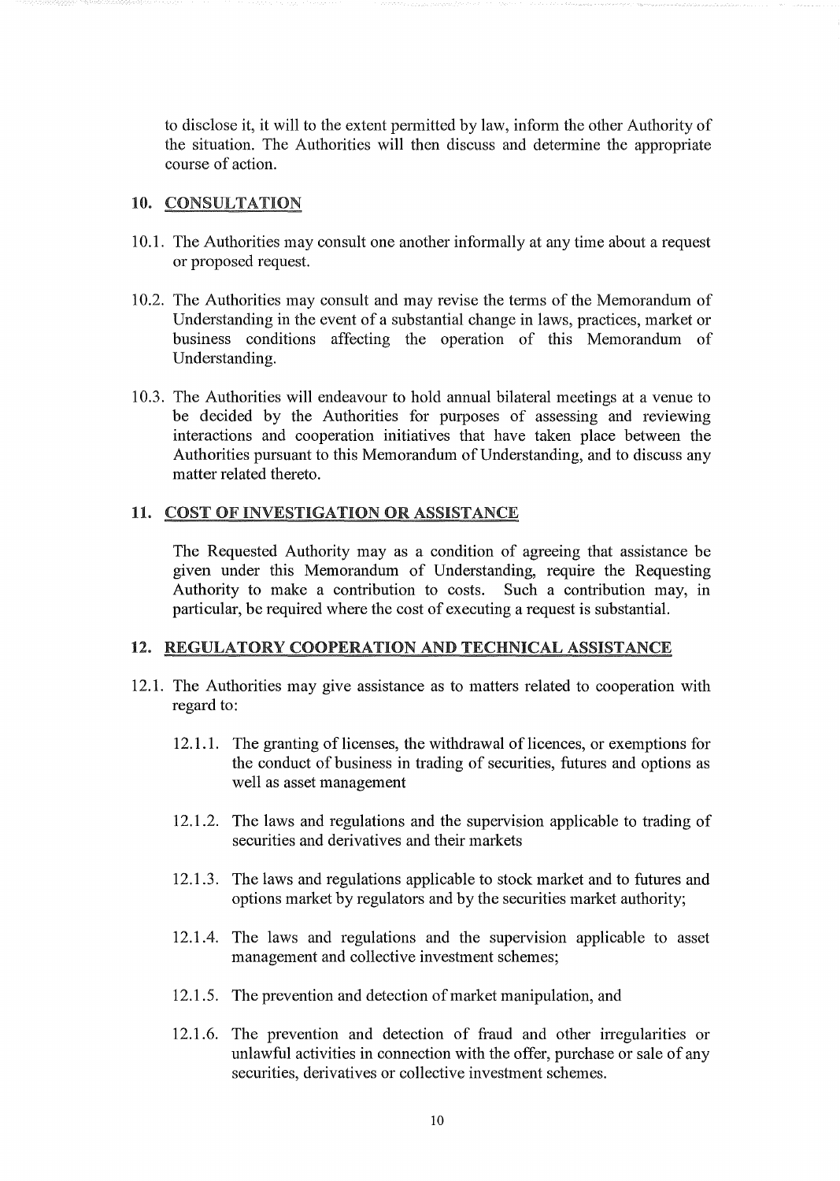to disclose it, it will to the extent permitted by law, inform the other Authority of the situation. The Authorities will then discuss and determine the appropriate course of action.

## 10. CONSULTATION

10.1. The Authorities may consult one another informally at any time about a request or proposed request.

10.2. The Authorities may consult and may revise the terms of the Memorandum of Understanding in the event of a substantial change in laws, practices, market or business conditions affecting the operation of this Memorandum of Understanding.

10.3. The Authorities will endeavour to hold annual bilateral meetings at a venue to be decided by the Authorities for purposes of assessing and reviewing interactions and cooperation initiatives that have taken place between the Authorities pursuant to this Memorandum of Understanding, and to discuss any matter related thereto.

## 11. COST OF INVESTIGATION OR ASSISTANCE

The Requested Authority may as a condition of agreeing that assistance be given under this Memorandum of Understanding, require the Requesting Authority to make a contribution to costs. Such a contribution may, in particular, be required where the cost of executing a request is substantial.

## 12. REGULATORY COOPERATION AND TECHNICAL ASSISTANCE

12.1. The Authorities may give assistance as to matters related to cooperation with regard to:

- 12.1.1. The granting of licenses, the withdrawal of licences, or exemptions for the conduct of business in trading of securities, futures and options as well as asset management
- 12.1.2. The laws and regulations and the supervision applicable to trading of securities and derivatives and their markets
- 12.1.3. The laws and regulations applicable to stock market and to futures and options market by regulators and by the securities market authority;
- 12.1.4. The laws and regulations and the supervision applicable to asset management and collective investment schemes;
- 12.1.5. The prevention and detection of market manipulation, and
- 12.1.6. The prevention and detection of fraud and other irregularities or unlawful activities in connection with the offer, purchase or sale of any securities, derivatives or collective investment schemes.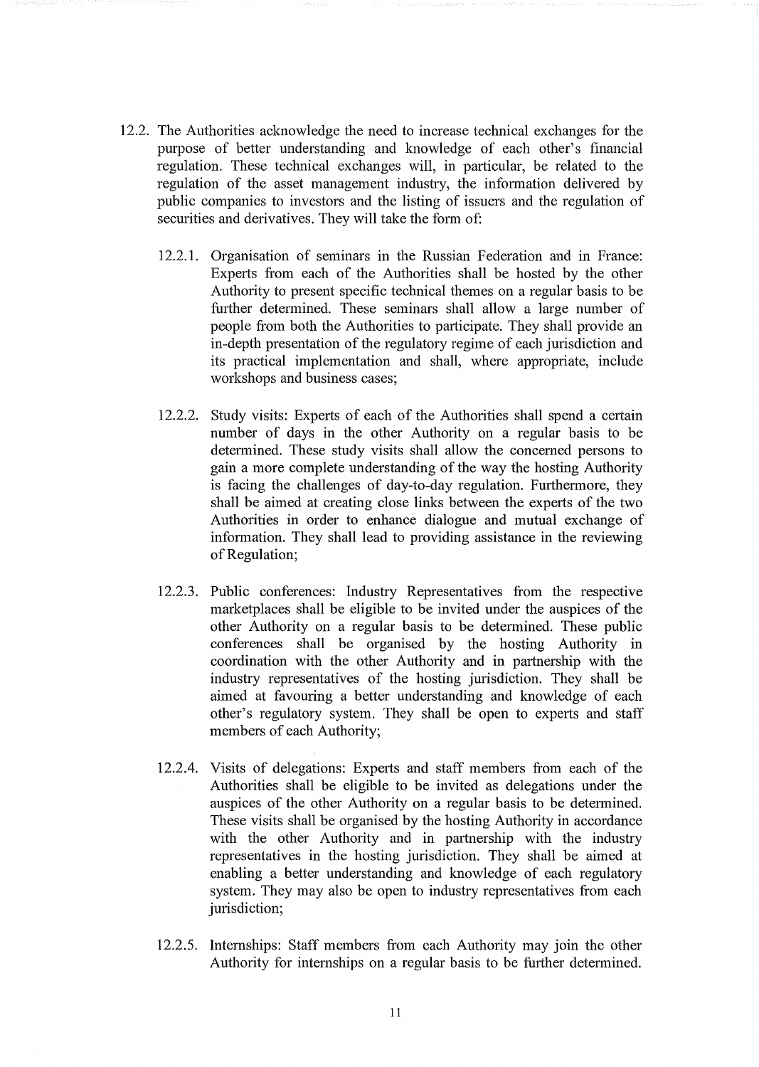12.2. The Authorities acknowledge the need to increase technical exchanges for the purpose of better understanding and knowledge of each other's financial regulation. These technical exchanges will, in particular, be related to the regulation of the asset management industry, the information delivered by public companies to investors and the listing of issuers and the regulation of securities and derivatives. They will take the form of:

12.2.1. Organisation of seminars in the Russian Federation and in France: Experts from each of the Authorities shall be hosted by the other Authority to present specific technical themes on a regular basis to be further determined. These seminars shall allow a large number of people from both the Authorities to participate. They shall provide an in-depth presentation of the regulatory regime of each jurisdiction and its practical implementation and shall, where appropriate, include workshops and business cases;

12.2.2. Study visits: Experts of each of the Authorities shall spend a certain number of days in the other Authority on a regular basis to be determined. These study visits shall allow the concerned persons to gain a more complete understanding of the way the hosting Authority is facing the challenges of day-to-day regulation. Furthermore, they shall be aimed at creating close links between the experts of the two Authorities in order to enhance dialogue and mutual exchange of information. They shall lead to providing assistance in the reviewing of Regulation;

12.2.3. Public conferences: Industry Representatives from the respective marketplaces shall be eligible to be invited under the auspices of the other Authority on a regular basis to be determined. These public conferences shall be organised by the hosting Authority in coordination with the other Authority and in partnership with the industry representatives of the hosting jurisdiction. They shall be aimed at favouring a better understanding and knowledge of each other's regulatory system. They shall be open to experts and staff members of each Authority;

12.2.4. Visits of delegations: Experts and staff members from each of the Authorities shall be eligible to be invited as delegations under the auspices of the other Authority on a regular basis to be determined. These visits shall be organised by the hosting Authority in accordance with the other Authority and in partnership with the industry representatives in the hosting jurisdiction. They shall be aimed at enabling a better understanding and knowledge of each regulatory system. They may also be open to industry representatives from each jurisdiction;

12.2.5. Internships: Staff members from each Authority may join the other Authority for internships on a regular basis to be further determined.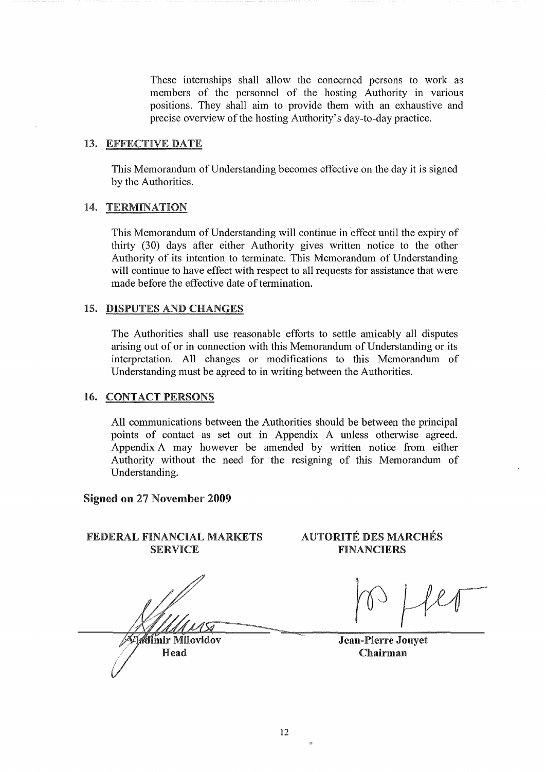These internships shall allow the concerned persons to work as members of the personnel of the hosting Authority in various positions. They shall aim to provide them with an exhaustive and precise overview of the hosting Authority's day-to-day practice.

## 13. EFFECTIVE DATE

This Memorandum of Understanding becomes effective on the day it is signed by the Authorities.

## 14. TERMINATION

This Memorandum of Understanding will continue in effect until the expiry of thirty (30) days after either Authority gives written notice to the other Authority of its intention to terminate. This Memorandum of Understanding will continue to have effect with respect to all requests for assistance that were made before the effective date of termination.

## 15. DISPUTES AND CHANGES

The Authorities shall use reasonable efforts to settle amicably all disputes arising out of or in connection with this Memorandum of Understanding or its interpretation. All changes or modifications to this Memorandum of Understanding must be agreed to in writing between the Authorities.

## 16. CONTACT PERSONS

All communications between the Authorities should be between the principal points of contact as set out in Appendix A unless otherwise agreed. Appendix A may however be amended by written notice from either Authority without the need for the resigning of this Memorandum of Understanding.

**Signed on 27 November 2009**

| **FEDERAL FINANCIAL MARKETS SERVICE** | **AUTORITÉ DES MARCHÉS FINANCIERS** |
| --- | --- |
| **Vladimir Milovidov** | **Jean-Pierre Jouyet** |
| **Head** | **Chairman** |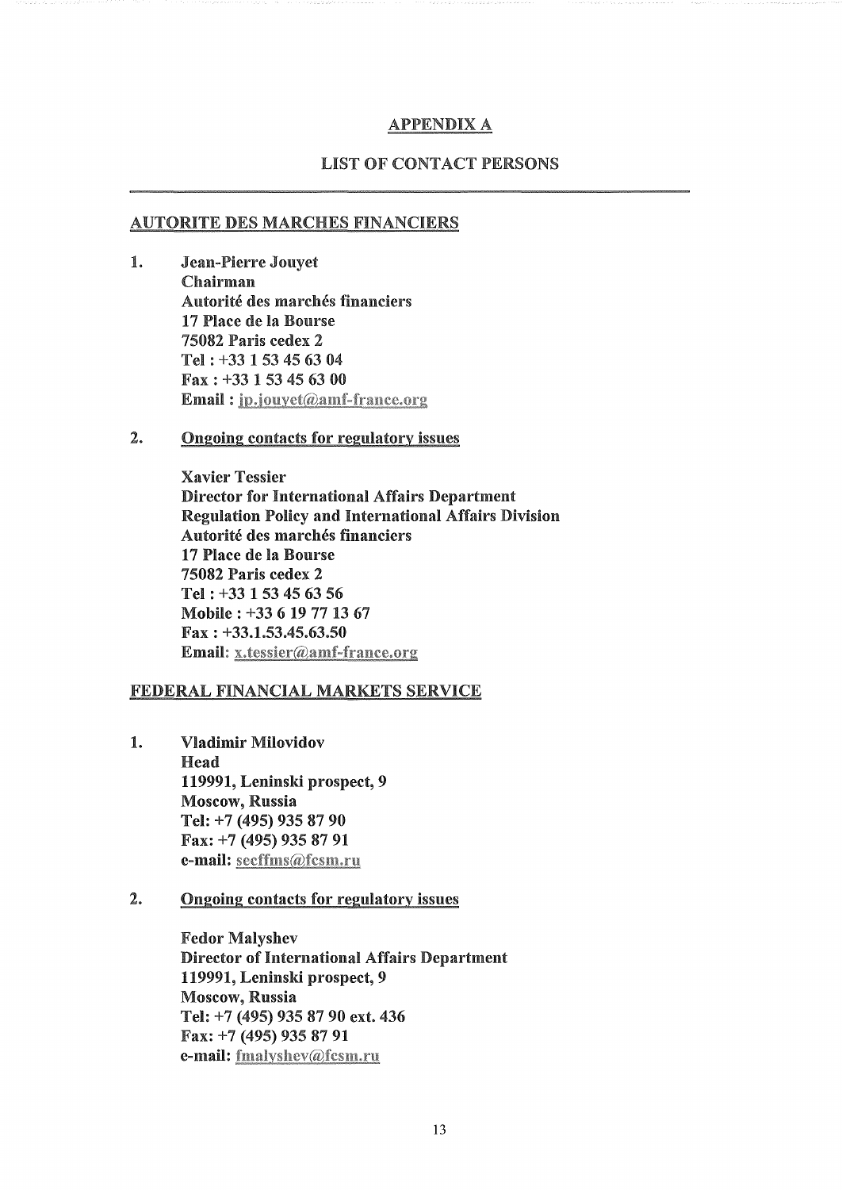## APPENDIX A

## LIST OF CONTACT PERSONS

---

### AUTORITE DES MARCHES FINANCIERS

1. **Jean-Pierre Jouyet**
   **Chairman**
   **Autorité des marchés financiers**
   **17 Place de la Bourse**
   **75082 Paris cedex 2**
   **Tel : +33 1 53 45 63 04**
   **Fax : +33 1 53 45 63 00**
   **Email : jp.jouyet@amf-france.org**

2. **Ongoing contacts for regulatory issues**

   **Xavier Tessier**
   **Director for International Affairs Department**
   **Regulation Policy and International Affairs Division**
   **Autorité des marchés financiers**
   **17 Place de la Bourse**
   **75082 Paris cedex 2**
   **Tel : +33 1 53 45 63 56**
   **Mobile : +33 6 19 77 13 67**
   **Fax : +33.1.53.45.63.50**
   **Email: x.tessier@amf-france.org**

### FEDERAL FINANCIAL MARKETS SERVICE

1. **Vladimir Milovidov**
   **Head**
   **119991, Leninski prospect, 9**
   **Moscow, Russia**
   **Tel: +7 (495) 935 87 90**
   **Fax: +7 (495) 935 87 91**
   **e-mail: secffms@fcsm.ru**

2. **Ongoing contacts for regulatory issues**

   **Fedor Malyshev**
   **Director of International Affairs Department**
   **119991, Leninski prospect, 9**
   **Moscow, Russia**
   **Tel: +7 (495) 935 87 90 ext. 436**
   **Fax: +7 (495) 935 87 91**
   **e-mail: fmalyshev@fcsm.ru**